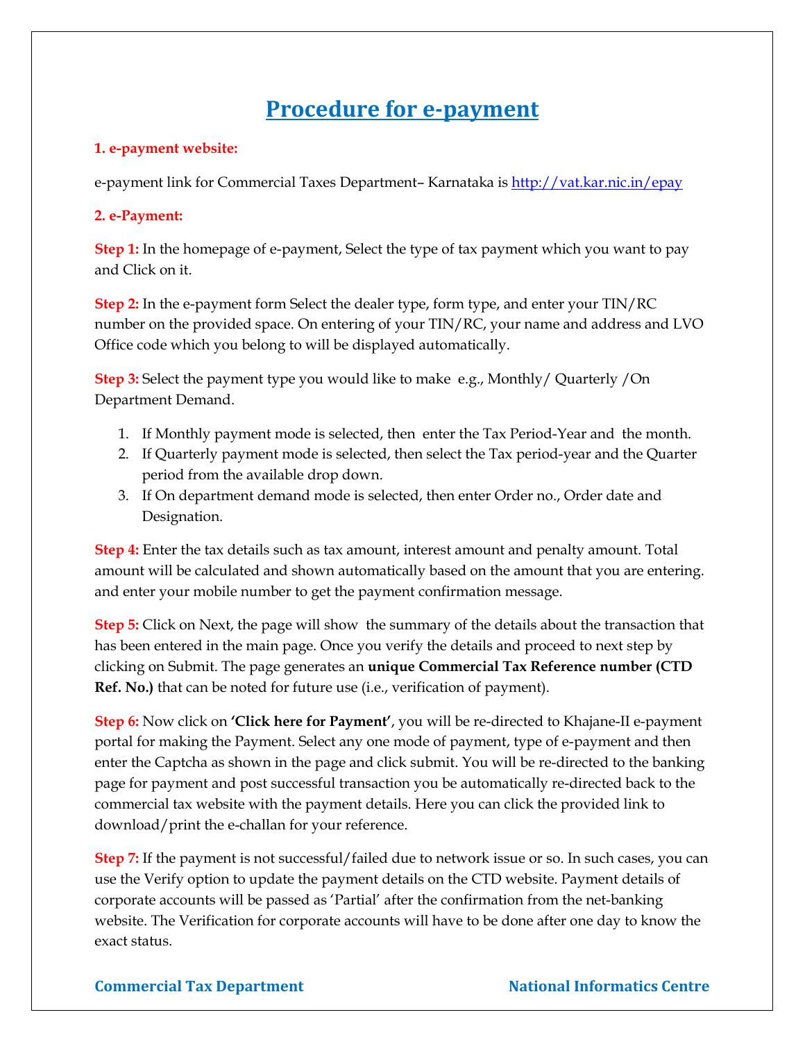# Procedure for e-payment

**1. e-payment website:**

e-payment link for Commercial Taxes Department– Karnataka is http://vat.kar.nic.in/epay

**2. e-Payment:**

**Step 1:** In the homepage of e-payment, Select the type of tax payment which you want to pay and Click on it.

**Step 2:** In the e-payment form Select the dealer type, form type, and enter your TIN/RC number on the provided space. On entering of your TIN/RC, your name and address and LVO Office code which you belong to will be displayed automatically.

**Step 3:** Select the payment type you would like to make e.g., Monthly/ Quarterly /On Department Demand.

1. If Monthly payment mode is selected, then enter the Tax Period-Year and the month.
2. If Quarterly payment mode is selected, then select the Tax period-year and the Quarter period from the available drop down.
3. If On department demand mode is selected, then enter Order no., Order date and Designation.

**Step 4:** Enter the tax details such as tax amount, interest amount and penalty amount. Total amount will be calculated and shown automatically based on the amount that you are entering. and enter your mobile number to get the payment confirmation message.

**Step 5:** Click on Next, the page will show the summary of the details about the transaction that has been entered in the main page. Once you verify the details and proceed to next step by clicking on Submit. The page generates an **unique Commercial Tax Reference number (CTD Ref. No.)** that can be noted for future use (i.e., verification of payment).

**Step 6:** Now click on **'Click here for Payment'**, you will be re-directed to Khajane-II e-payment portal for making the Payment. Select any one mode of payment, type of e-payment and then enter the Captcha as shown in the page and click submit. You will be re-directed to the banking page for payment and post successful transaction you be automatically re-directed back to the commercial tax website with the payment details. Here you can click the provided link to download/print the e-challan for your reference.

**Step 7:** If the payment is not successful/failed due to network issue or so. In such cases, you can use the Verify option to update the payment details on the CTD website. Payment details of corporate accounts will be passed as 'Partial' after the confirmation from the net-banking website. The Verification for corporate accounts will have to be done after one day to know the exact status.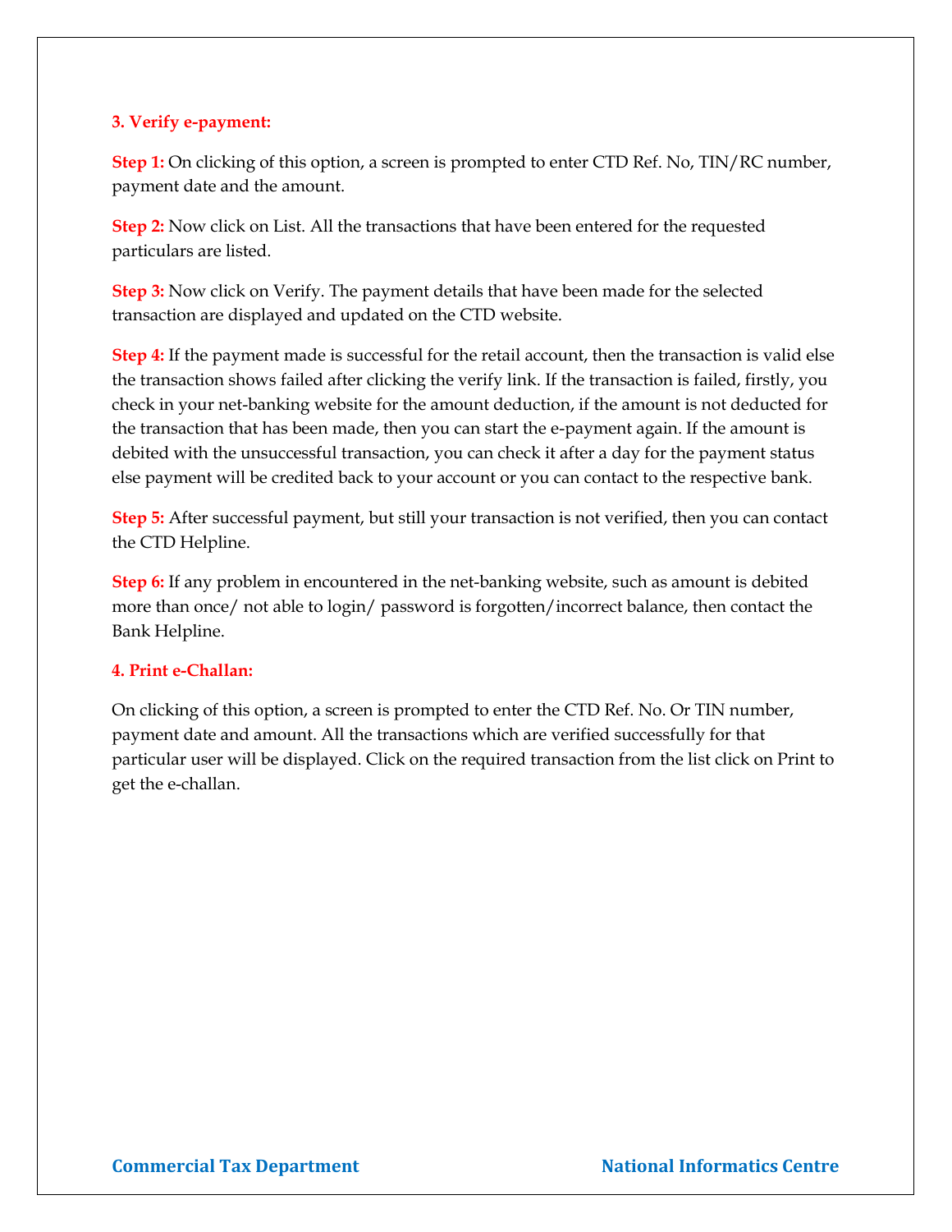### 3. Verify e-payment:

**Step 1:** On clicking of this option, a screen is prompted to enter CTD Ref. No, TIN/RC number, payment date and the amount.

**Step 2:** Now click on List. All the transactions that have been entered for the requested particulars are listed.

**Step 3:** Now click on Verify. The payment details that have been made for the selected transaction are displayed and updated on the CTD website.

**Step 4:** If the payment made is successful for the retail account, then the transaction is valid else the transaction shows failed after clicking the verify link. If the transaction is failed, firstly, you check in your net-banking website for the amount deduction, if the amount is not deducted for the transaction that has been made, then you can start the e-payment again. If the amount is debited with the unsuccessful transaction, you can check it after a day for the payment status else payment will be credited back to your account or you can contact to the respective bank.

**Step 5:** After successful payment, but still your transaction is not verified, then you can contact the CTD Helpline.

**Step 6:** If any problem in encountered in the net-banking website, such as amount is debited more than once/ not able to login/ password is forgotten/incorrect balance, then contact the Bank Helpline.

### 4. Print e-Challan:

On clicking of this option, a screen is prompted to enter the CTD Ref. No. Or TIN number, payment date and amount. All the transactions which are verified successfully for that particular user will be displayed. Click on the required transaction from the list click on Print to get the e-challan.